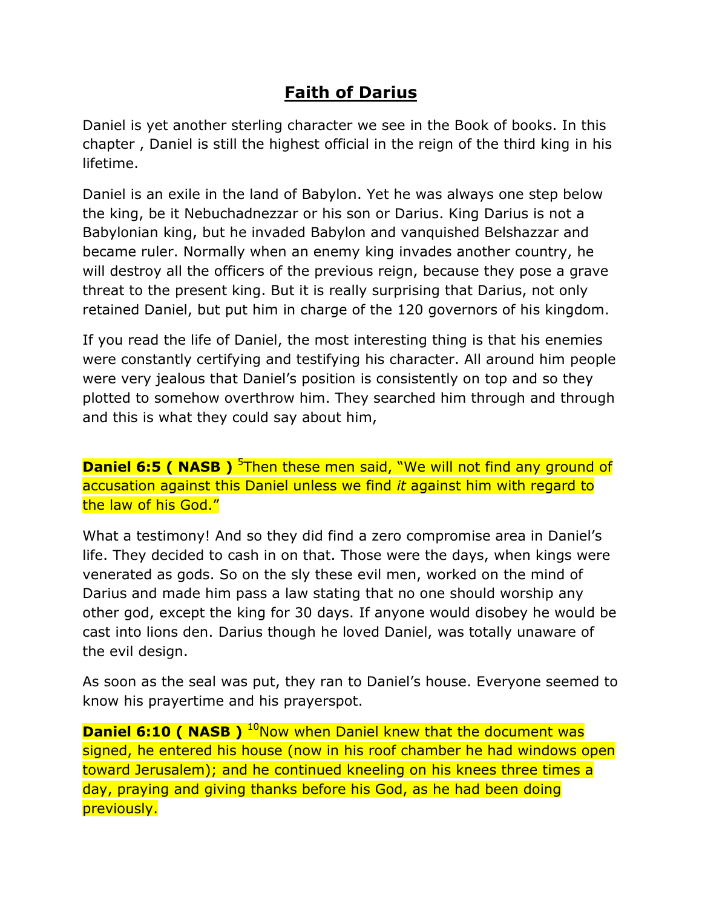# Faith of Darius

Daniel is yet another sterling character we see in the Book of books. In this chapter , Daniel is still the highest official in the reign of the third king in his lifetime.

Daniel is an exile in the land of Babylon. Yet he was always one step below the king, be it Nebuchadnezzar or his son or Darius. King Darius is not a Babylonian king, but he invaded Babylon and vanquished Belshazzar and became ruler. Normally when an enemy king invades another country, he will destroy all the officers of the previous reign, because they pose a grave threat to the present king. But it is really surprising that Darius, not only retained Daniel, but put him in charge of the 120 governors of his kingdom.

If you read the life of Daniel, the most interesting thing is that his enemies were constantly certifying and testifying his character. All around him people were very jealous that Daniel's position is consistently on top and so they plotted to somehow overthrow him. They searched him through and through and this is what they could say about him,

**Daniel 6:5 ( NASB )** [5]Then these men said, "We will not find any ground of accusation against this Daniel unless we find *it* against him with regard to the law of his God."

What a testimony! And so they did find a zero compromise area in Daniel's life. They decided to cash in on that. Those were the days, when kings were venerated as gods. So on the sly these evil men, worked on the mind of Darius and made him pass a law stating that no one should worship any other god, except the king for 30 days. If anyone would disobey he would be cast into lions den. Darius though he loved Daniel, was totally unaware of the evil design.

As soon as the seal was put, they ran to Daniel's house. Everyone seemed to know his prayertime and his prayerspot.

**Daniel 6:10 ( NASB )** [10]Now when Daniel knew that the document was signed, he entered his house (now in his roof chamber he had windows open toward Jerusalem); and he continued kneeling on his knees three times a day, praying and giving thanks before his God, as he had been doing previously.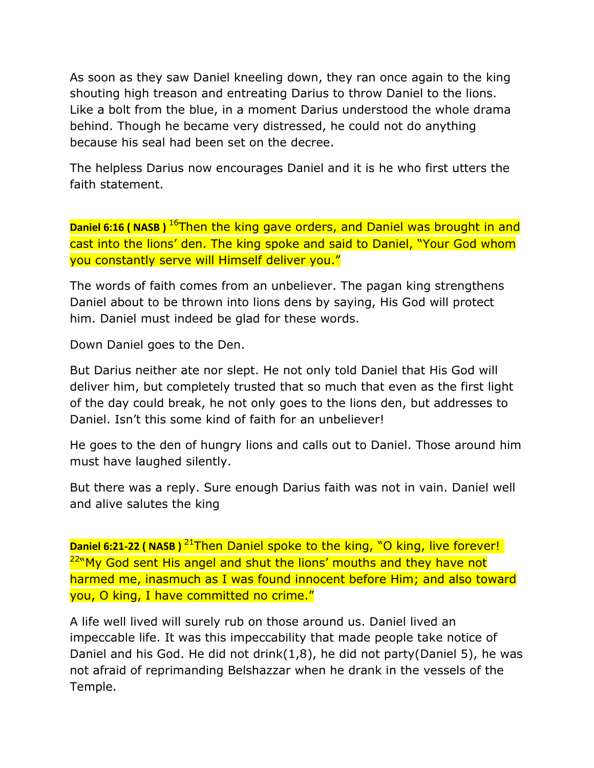As soon as they saw Daniel kneeling down, they ran once again to the king shouting high treason and entreating Darius to throw Daniel to the lions. Like a bolt from the blue, in a moment Darius understood the whole drama behind. Though he became very distressed, he could not do anything because his seal had been set on the decree.

The helpless Darius now encourages Daniel and it is he who first utters the faith statement.

**Daniel 6:16 ( NASB )** [16]Then the king gave orders, and Daniel was brought in and cast into the lions' den. The king spoke and said to Daniel, "Your God whom you constantly serve will Himself deliver you."

The words of faith comes from an unbeliever. The pagan king strengthens Daniel about to be thrown into lions dens by saying, His God will protect him. Daniel must indeed be glad for these words.

Down Daniel goes to the Den.

But Darius neither ate nor slept. He not only told Daniel that His God will deliver him, but completely trusted that so much that even as the first light of the day could break, he not only goes to the lions den, but addresses to Daniel. Isn't this some kind of faith for an unbeliever!

He goes to the den of hungry lions and calls out to Daniel. Those around him must have laughed silently.

But there was a reply. Sure enough Darius faith was not in vain. Daniel well and alive salutes the king

**Daniel 6:21-22 ( NASB )** [21]Then Daniel spoke to the king, "O king, live forever! [22]"My God sent His angel and shut the lions' mouths and they have not harmed me, inasmuch as I was found innocent before Him; and also toward you, O king, I have committed no crime."

A life well lived will surely rub on those around us. Daniel lived an impeccable life. It was this impeccability that made people take notice of Daniel and his God. He did not drink(1,8), he did not party(Daniel 5), he was not afraid of reprimanding Belshazzar when he drank in the vessels of the Temple.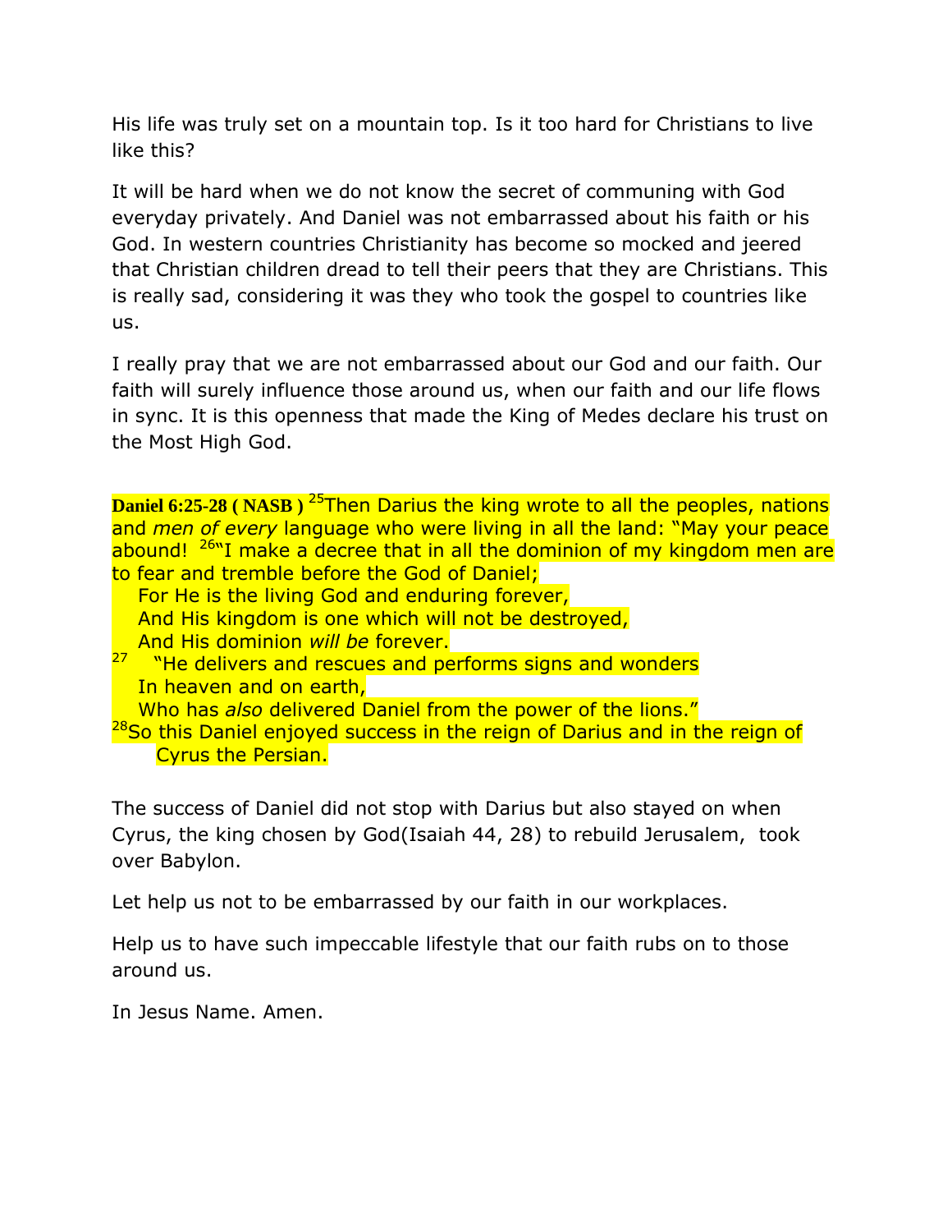His life was truly set on a mountain top. Is it too hard for Christians to live like this?

It will be hard when we do not know the secret of communing with God everyday privately. And Daniel was not embarrassed about his faith or his God. In western countries Christianity has become so mocked and jeered that Christian children dread to tell their peers that they are Christians. This is really sad, considering it was they who took the gospel to countries like us.

I really pray that we are not embarrassed about our God and our faith. Our faith will surely influence those around us, when our faith and our life flows in sync. It is this openness that made the King of Medes declare his trust on the Most High God.

**Daniel 6:25-28 ( NASB )** [25]Then Darius the king wrote to all the peoples, nations and *men of every* language who were living in all the land: "May your peace abound! [26]"I make a decree that in all the dominion of my kingdom men are to fear and tremble before the God of Daniel;

For He is the living God and enduring forever,
And His kingdom is one which will not be destroyed,
And His dominion *will be* forever.

[27] "He delivers and rescues and performs signs and wonders
In heaven and on earth,
Who has *also* delivered Daniel from the power of the lions."

[28]So this Daniel enjoyed success in the reign of Darius and in the reign of Cyrus the Persian.

The success of Daniel did not stop with Darius but also stayed on when Cyrus, the king chosen by God(Isaiah 44, 28) to rebuild Jerusalem, took over Babylon.

Let help us not to be embarrassed by our faith in our workplaces.

Help us to have such impeccable lifestyle that our faith rubs on to those around us.

In Jesus Name. Amen.